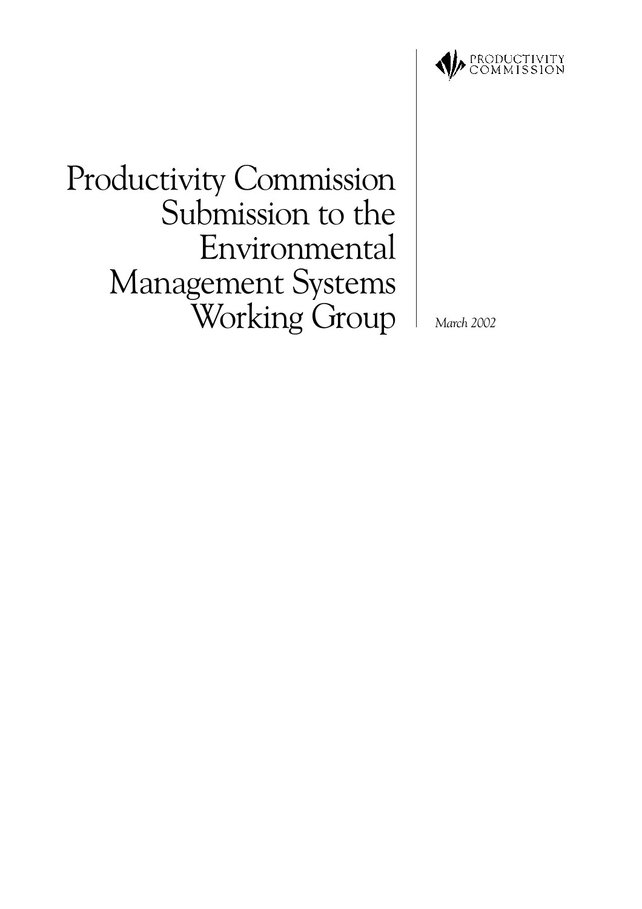PRODUCTIVITY COMMISSION

# Productivity Commission Submission to the Environmental Management Systems Working Group

*March 2002*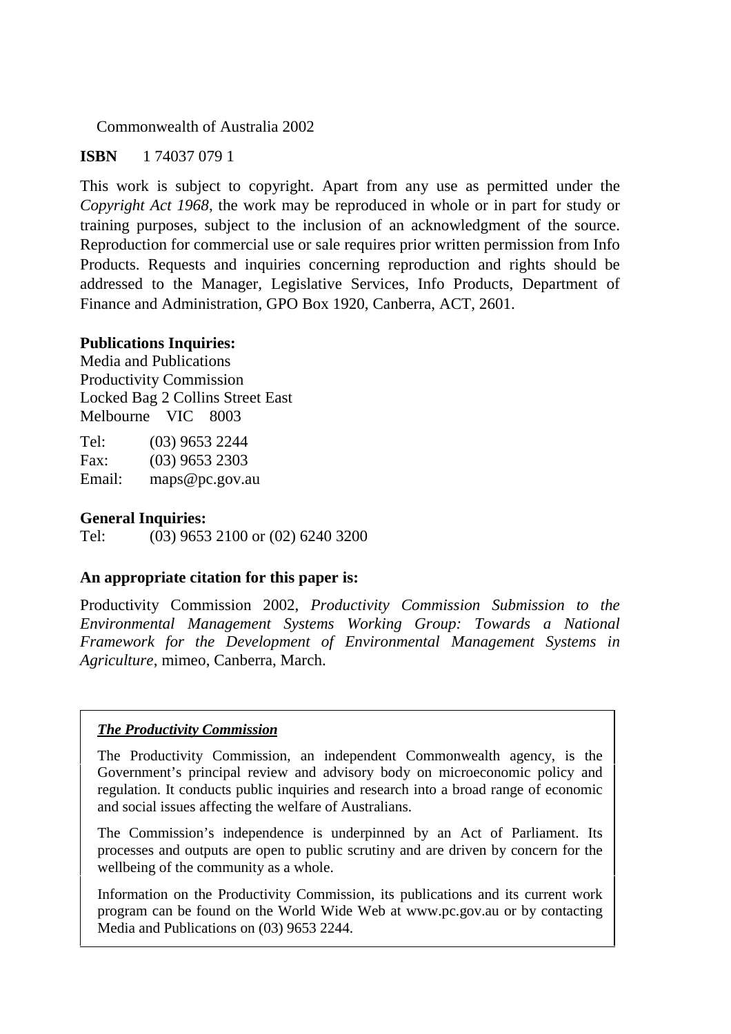Commonwealth of Australia 2002

**ISBN** 1 74037 079 1

This work is subject to copyright. Apart from any use as permitted under the *Copyright Act 1968*, the work may be reproduced in whole or in part for study or training purposes, subject to the inclusion of an acknowledgment of the source. Reproduction for commercial use or sale requires prior written permission from Info Products. Requests and inquiries concerning reproduction and rights should be addressed to the Manager, Legislative Services, Info Products, Department of Finance and Administration, GPO Box 1920, Canberra, ACT, 2601.

**Publications Inquiries:**

Media and Publications
Productivity Commission
Locked Bag 2 Collins Street East
Melbourne VIC 8003

Tel: (03) 9653 2244
Fax: (03) 9653 2303
Email: maps@pc.gov.au

**General Inquiries:**

Tel: (03) 9653 2100 or (02) 6240 3200

**An appropriate citation for this paper is:**

Productivity Commission 2002, *Productivity Commission Submission to the Environmental Management Systems Working Group: Towards a National Framework for the Development of Environmental Management Systems in Agriculture*, mimeo, Canberra, March.

***The Productivity Commission***

The Productivity Commission, an independent Commonwealth agency, is the Government's principal review and advisory body on microeconomic policy and regulation. It conducts public inquiries and research into a broad range of economic and social issues affecting the welfare of Australians.

The Commission's independence is underpinned by an Act of Parliament. Its processes and outputs are open to public scrutiny and are driven by concern for the wellbeing of the community as a whole.

Information on the Productivity Commission, its publications and its current work program can be found on the World Wide Web at www.pc.gov.au or by contacting Media and Publications on (03) 9653 2244.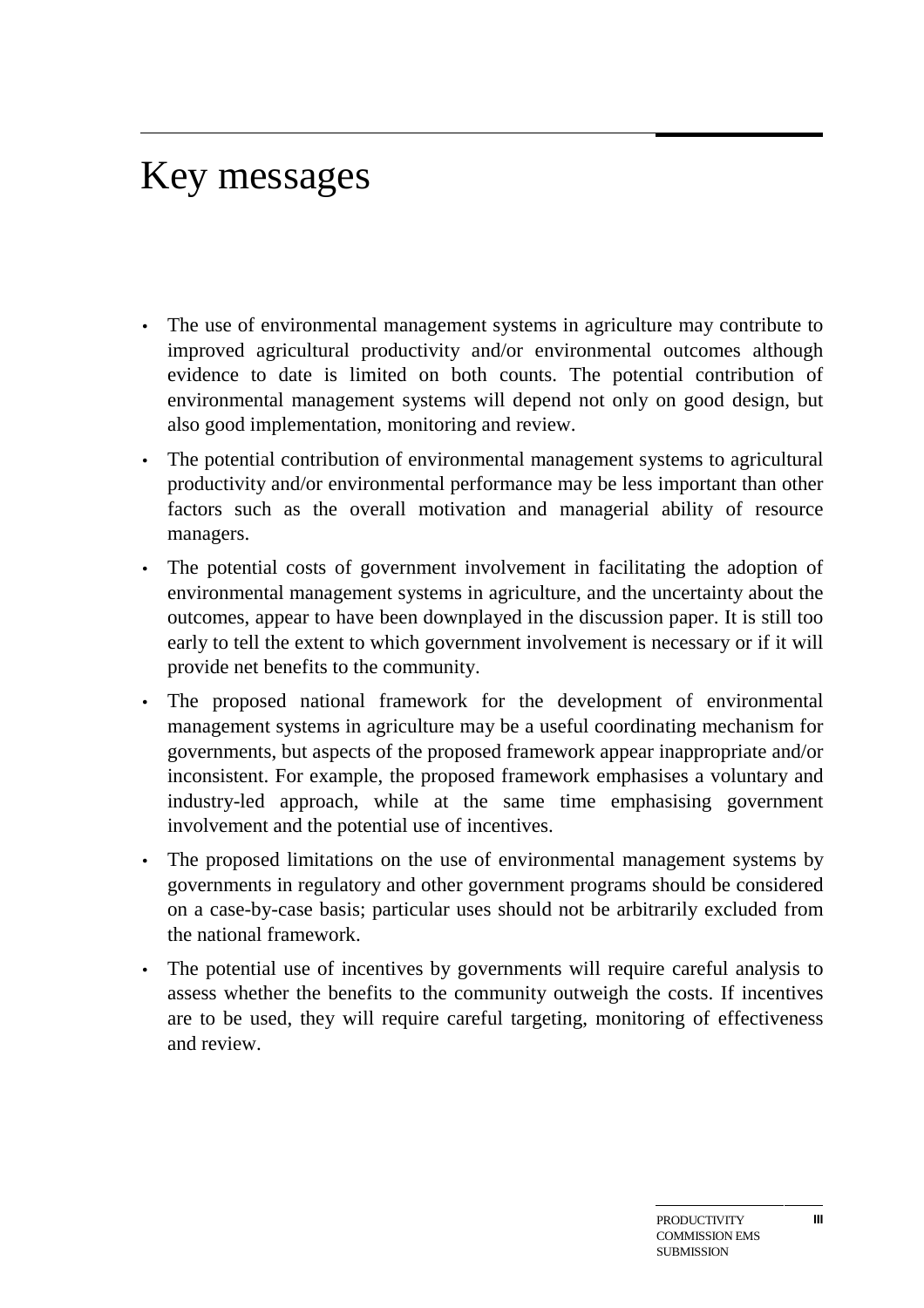# Key messages

- The use of environmental management systems in agriculture may contribute to improved agricultural productivity and/or environmental outcomes although evidence to date is limited on both counts. The potential contribution of environmental management systems will depend not only on good design, but also good implementation, monitoring and review.
- The potential contribution of environmental management systems to agricultural productivity and/or environmental performance may be less important than other factors such as the overall motivation and managerial ability of resource managers.
- The potential costs of government involvement in facilitating the adoption of environmental management systems in agriculture, and the uncertainty about the outcomes, appear to have been downplayed in the discussion paper. It is still too early to tell the extent to which government involvement is necessary or if it will provide net benefits to the community.
- The proposed national framework for the development of environmental management systems in agriculture may be a useful coordinating mechanism for governments, but aspects of the proposed framework appear inappropriate and/or inconsistent. For example, the proposed framework emphasises a voluntary and industry-led approach, while at the same time emphasising government involvement and the potential use of incentives.
- The proposed limitations on the use of environmental management systems by governments in regulatory and other government programs should be considered on a case-by-case basis; particular uses should not be arbitrarily excluded from the national framework.
- The potential use of incentives by governments will require careful analysis to assess whether the benefits to the community outweigh the costs. If incentives are to be used, they will require careful targeting, monitoring of effectiveness and review.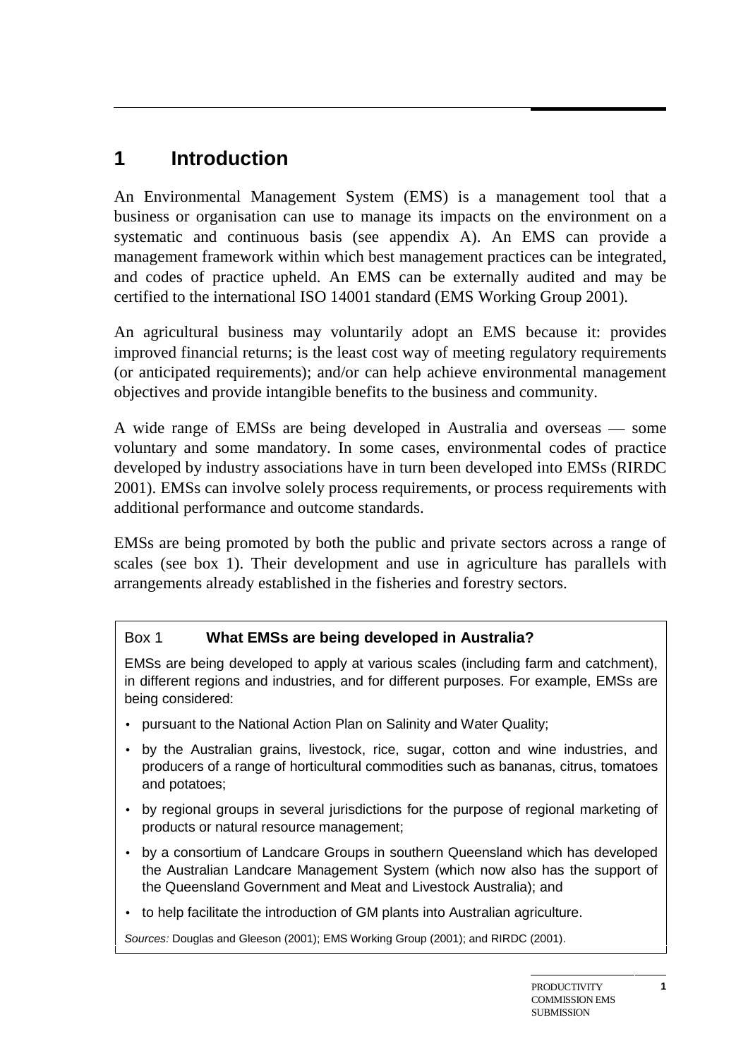# 1 Introduction

An Environmental Management System (EMS) is a management tool that a business or organisation can use to manage its impacts on the environment on a systematic and continuous basis (see appendix A). An EMS can provide a management framework within which best management practices can be integrated, and codes of practice upheld. An EMS can be externally audited and may be certified to the international ISO 14001 standard (EMS Working Group 2001).

An agricultural business may voluntarily adopt an EMS because it: provides improved financial returns; is the least cost way of meeting regulatory requirements (or anticipated requirements); and/or can help achieve environmental management objectives and provide intangible benefits to the business and community.

A wide range of EMSs are being developed in Australia and overseas — some voluntary and some mandatory. In some cases, environmental codes of practice developed by industry associations have in turn been developed into EMSs (RIRDC 2001). EMSs can involve solely process requirements, or process requirements with additional performance and outcome standards.

EMSs are being promoted by both the public and private sectors across a range of scales (see box 1). Their development and use in agriculture has parallels with arrangements already established in the fisheries and forestry sectors.

**Box 1 What EMSs are being developed in Australia?**

EMSs are being developed to apply at various scales (including farm and catchment), in different regions and industries, and for different purposes. For example, EMSs are being considered:

- pursuant to the National Action Plan on Salinity and Water Quality;
- by the Australian grains, livestock, rice, sugar, cotton and wine industries, and producers of a range of horticultural commodities such as bananas, citrus, tomatoes and potatoes;
- by regional groups in several jurisdictions for the purpose of regional marketing of products or natural resource management;
- by a consortium of Landcare Groups in southern Queensland which has developed the Australian Landcare Management System (which now also has the support of the Queensland Government and Meat and Livestock Australia); and
- to help facilitate the introduction of GM plants into Australian agriculture.

*Sources:* Douglas and Gleeson (2001); EMS Working Group (2001); and RIRDC (2001).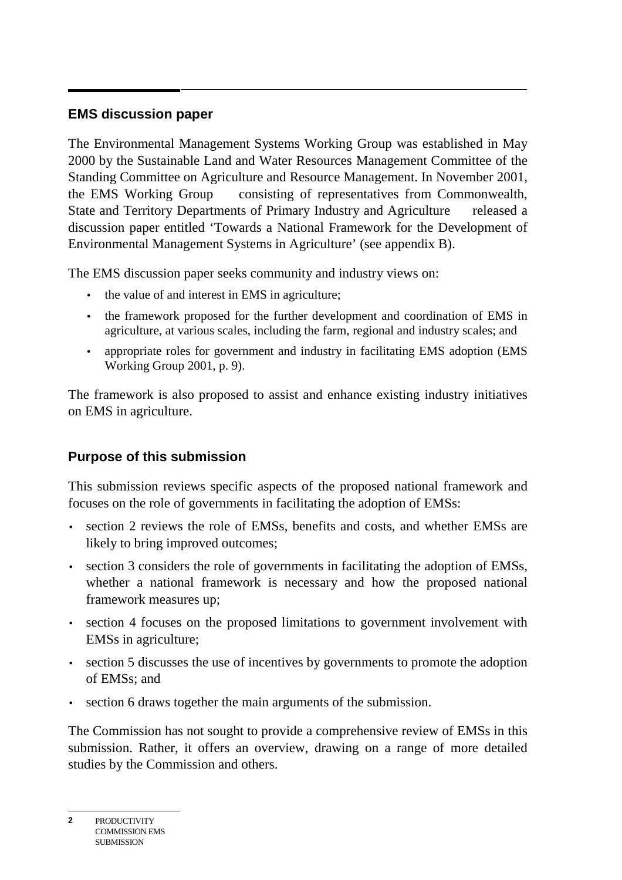## EMS discussion paper

The Environmental Management Systems Working Group was established in May 2000 by the Sustainable Land and Water Resources Management Committee of the Standing Committee on Agriculture and Resource Management. In November 2001, the EMS Working Group — consisting of representatives from Commonwealth, State and Territory Departments of Primary Industry and Agriculture — released a discussion paper entitled 'Towards a National Framework for the Development of Environmental Management Systems in Agriculture' (see appendix B).

The EMS discussion paper seeks community and industry views on:

- the value of and interest in EMS in agriculture;
- the framework proposed for the further development and coordination of EMS in agriculture, at various scales, including the farm, regional and industry scales; and
- appropriate roles for government and industry in facilitating EMS adoption (EMS Working Group 2001, p. 9).

The framework is also proposed to assist and enhance existing industry initiatives on EMS in agriculture.

## Purpose of this submission

This submission reviews specific aspects of the proposed national framework and focuses on the role of governments in facilitating the adoption of EMSs:

- section 2 reviews the role of EMSs, benefits and costs, and whether EMSs are likely to bring improved outcomes;
- section 3 considers the role of governments in facilitating the adoption of EMSs, whether a national framework is necessary and how the proposed national framework measures up;
- section 4 focuses on the proposed limitations to government involvement with EMSs in agriculture;
- section 5 discusses the use of incentives by governments to promote the adoption of EMSs; and
- section 6 draws together the main arguments of the submission.

The Commission has not sought to provide a comprehensive review of EMSs in this submission. Rather, it offers an overview, drawing on a range of more detailed studies by the Commission and others.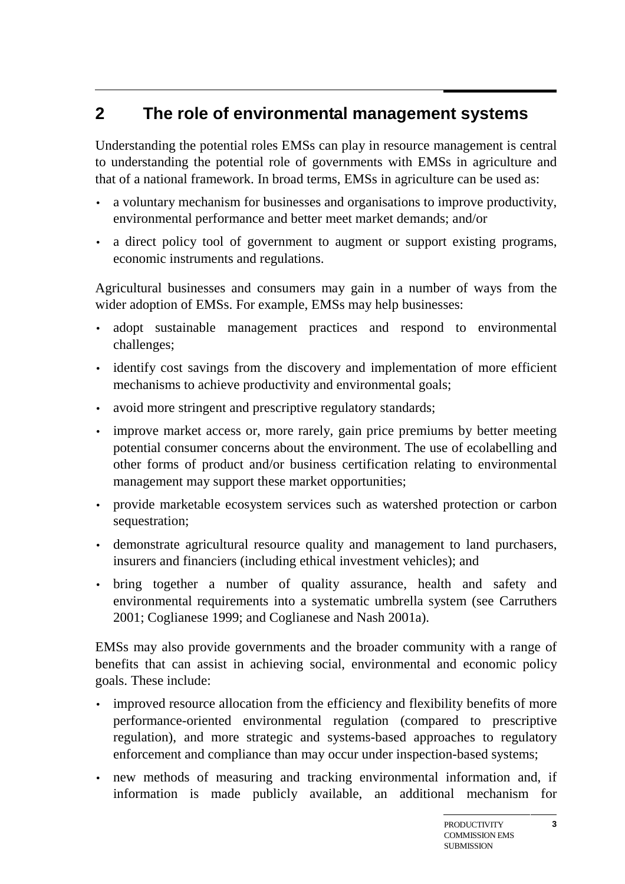## 2 The role of environmental management systems

Understanding the potential roles EMSs can play in resource management is central to understanding the potential role of governments with EMSs in agriculture and that of a national framework. In broad terms, EMSs in agriculture can be used as:

- a voluntary mechanism for businesses and organisations to improve productivity, environmental performance and better meet market demands; and/or
- a direct policy tool of government to augment or support existing programs, economic instruments and regulations.

Agricultural businesses and consumers may gain in a number of ways from the wider adoption of EMSs. For example, EMSs may help businesses:

- adopt sustainable management practices and respond to environmental challenges;
- identify cost savings from the discovery and implementation of more efficient mechanisms to achieve productivity and environmental goals;
- avoid more stringent and prescriptive regulatory standards;
- improve market access or, more rarely, gain price premiums by better meeting potential consumer concerns about the environment. The use of ecolabelling and other forms of product and/or business certification relating to environmental management may support these market opportunities;
- provide marketable ecosystem services such as watershed protection or carbon sequestration;
- demonstrate agricultural resource quality and management to land purchasers, insurers and financiers (including ethical investment vehicles); and
- bring together a number of quality assurance, health and safety and environmental requirements into a systematic umbrella system (see Carruthers 2001; Coglianese 1999; and Coglianese and Nash 2001a).

EMSs may also provide governments and the broader community with a range of benefits that can assist in achieving social, environmental and economic policy goals. These include:

- improved resource allocation from the efficiency and flexibility benefits of more performance-oriented environmental regulation (compared to prescriptive regulation), and more strategic and systems-based approaches to regulatory enforcement and compliance than may occur under inspection-based systems;
- new methods of measuring and tracking environmental information and, if information is made publicly available, an additional mechanism for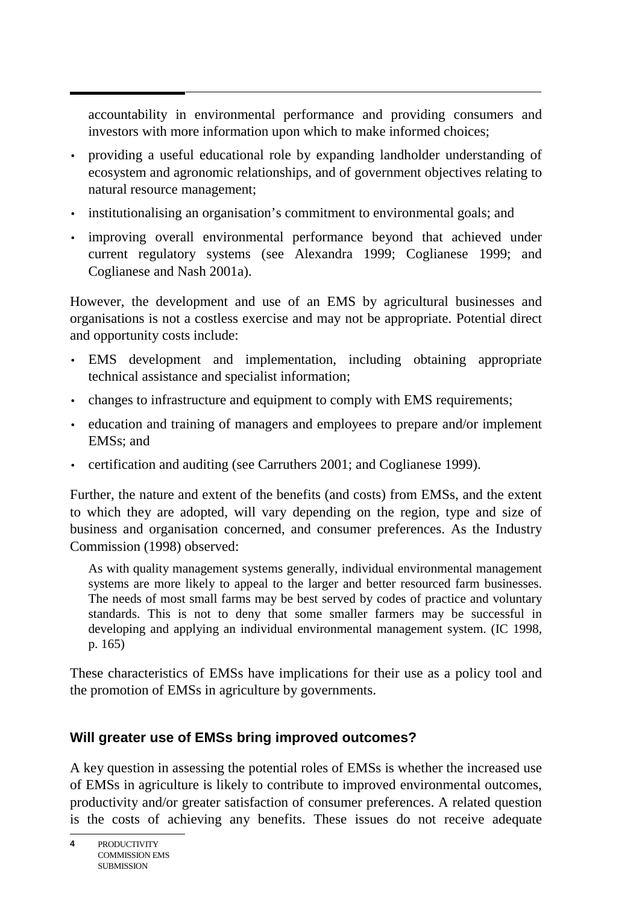accountability in environmental performance and providing consumers and investors with more information upon which to make informed choices;

- providing a useful educational role by expanding landholder understanding of ecosystem and agronomic relationships, and of government objectives relating to natural resource management;
- institutionalising an organisation's commitment to environmental goals; and
- improving overall environmental performance beyond that achieved under current regulatory systems (see Alexandra 1999; Coglianese 1999; and Coglianese and Nash 2001a).

However, the development and use of an EMS by agricultural businesses and organisations is not a costless exercise and may not be appropriate. Potential direct and opportunity costs include:

- EMS development and implementation, including obtaining appropriate technical assistance and specialist information;
- changes to infrastructure and equipment to comply with EMS requirements;
- education and training of managers and employees to prepare and/or implement EMSs; and
- certification and auditing (see Carruthers 2001; and Coglianese 1999).

Further, the nature and extent of the benefits (and costs) from EMSs, and the extent to which they are adopted, will vary depending on the region, type and size of business and organisation concerned, and consumer preferences. As the Industry Commission (1998) observed:

> As with quality management systems generally, individual environmental management systems are more likely to appeal to the larger and better resourced farm businesses. The needs of most small farms may be best served by codes of practice and voluntary standards. This is not to deny that some smaller farmers may be successful in developing and applying an individual environmental management system. (IC 1998, p. 165)

These characteristics of EMSs have implications for their use as a policy tool and the promotion of EMSs in agriculture by governments.

### Will greater use of EMSs bring improved outcomes?

A key question in assessing the potential roles of EMSs is whether the increased use of EMSs in agriculture is likely to contribute to improved environmental outcomes, productivity and/or greater satisfaction of consumer preferences. A related question is the costs of achieving any benefits. These issues do not receive adequate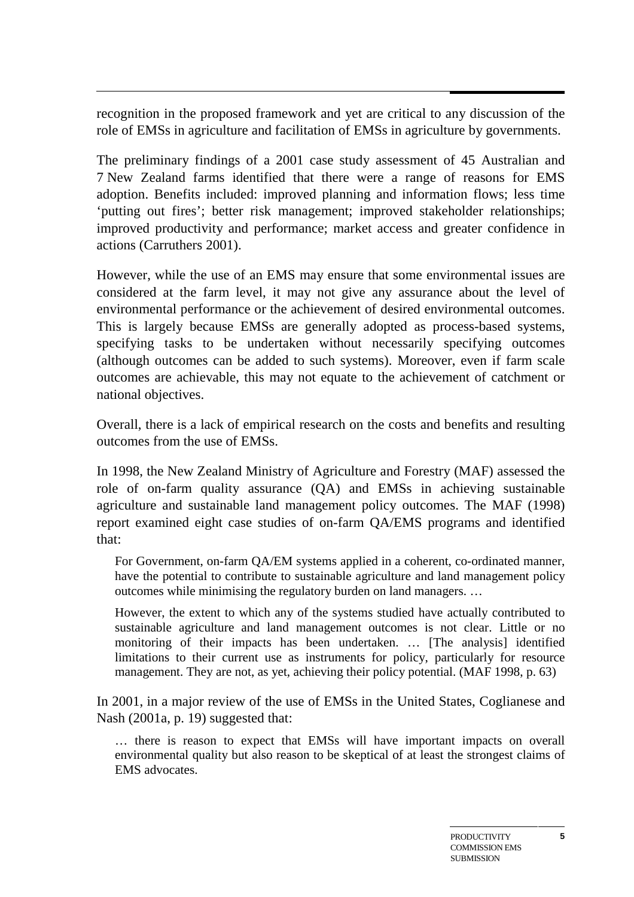recognition in the proposed framework and yet are critical to any discussion of the role of EMSs in agriculture and facilitation of EMSs in agriculture by governments.

The preliminary findings of a 2001 case study assessment of 45 Australian and 7 New Zealand farms identified that there were a range of reasons for EMS adoption. Benefits included: improved planning and information flows; less time 'putting out fires'; better risk management; improved stakeholder relationships; improved productivity and performance; market access and greater confidence in actions (Carruthers 2001).

However, while the use of an EMS may ensure that some environmental issues are considered at the farm level, it may not give any assurance about the level of environmental performance or the achievement of desired environmental outcomes. This is largely because EMSs are generally adopted as process-based systems, specifying tasks to be undertaken without necessarily specifying outcomes (although outcomes can be added to such systems). Moreover, even if farm scale outcomes are achievable, this may not equate to the achievement of catchment or national objectives.

Overall, there is a lack of empirical research on the costs and benefits and resulting outcomes from the use of EMSs.

In 1998, the New Zealand Ministry of Agriculture and Forestry (MAF) assessed the role of on-farm quality assurance (QA) and EMSs in achieving sustainable agriculture and sustainable land management policy outcomes. The MAF (1998) report examined eight case studies of on-farm QA/EMS programs and identified that:

> For Government, on-farm QA/EM systems applied in a coherent, co-ordinated manner, have the potential to contribute to sustainable agriculture and land management policy outcomes while minimising the regulatory burden on land managers. …
>
> However, the extent to which any of the systems studied have actually contributed to sustainable agriculture and land management outcomes is not clear. Little or no monitoring of their impacts has been undertaken. … [The analysis] identified limitations to their current use as instruments for policy, particularly for resource management. They are not, as yet, achieving their policy potential. (MAF 1998, p. 63)

In 2001, in a major review of the use of EMSs in the United States, Coglianese and Nash (2001a, p. 19) suggested that:

> … there is reason to expect that EMSs will have important impacts on overall environmental quality but also reason to be skeptical of at least the strongest claims of EMS advocates.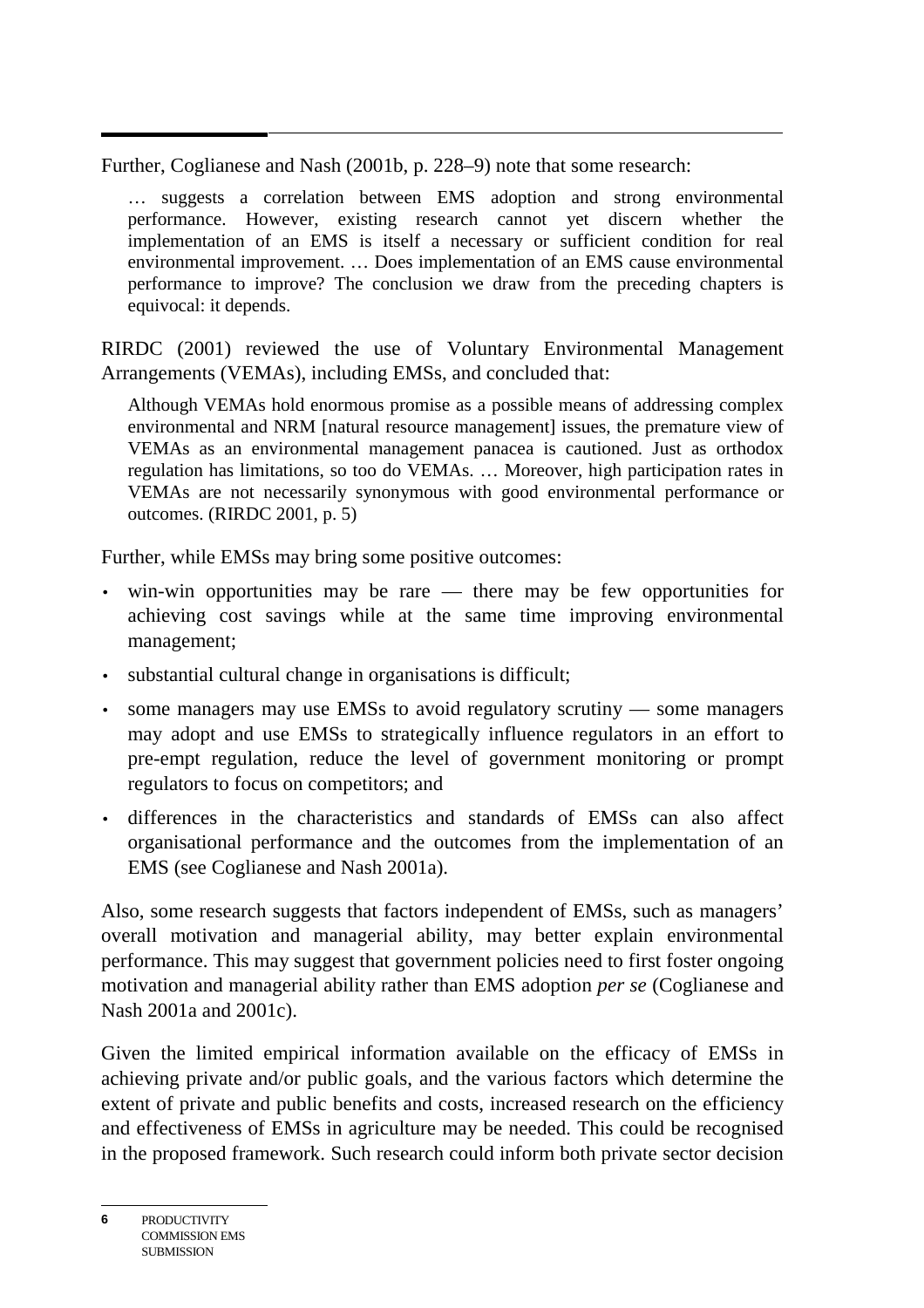Further, Coglianese and Nash (2001b, p. 228–9) note that some research:

> … suggests a correlation between EMS adoption and strong environmental performance. However, existing research cannot yet discern whether the implementation of an EMS is itself a necessary or sufficient condition for real environmental improvement. … Does implementation of an EMS cause environmental performance to improve? The conclusion we draw from the preceding chapters is equivocal: it depends.

RIRDC (2001) reviewed the use of Voluntary Environmental Management Arrangements (VEMAs), including EMSs, and concluded that:

> Although VEMAs hold enormous promise as a possible means of addressing complex environmental and NRM [natural resource management] issues, the premature view of VEMAs as an environmental management panacea is cautioned. Just as orthodox regulation has limitations, so too do VEMAs. … Moreover, high participation rates in VEMAs are not necessarily synonymous with good environmental performance or outcomes. (RIRDC 2001, p. 5)

Further, while EMSs may bring some positive outcomes:

- win-win opportunities may be rare — there may be few opportunities for achieving cost savings while at the same time improving environmental management;
- substantial cultural change in organisations is difficult;
- some managers may use EMSs to avoid regulatory scrutiny — some managers may adopt and use EMSs to strategically influence regulators in an effort to pre-empt regulation, reduce the level of government monitoring or prompt regulators to focus on competitors; and
- differences in the characteristics and standards of EMSs can also affect organisational performance and the outcomes from the implementation of an EMS (see Coglianese and Nash 2001a).

Also, some research suggests that factors independent of EMSs, such as managers' overall motivation and managerial ability, may better explain environmental performance. This may suggest that government policies need to first foster ongoing motivation and managerial ability rather than EMS adoption *per se* (Coglianese and Nash 2001a and 2001c).

Given the limited empirical information available on the efficacy of EMSs in achieving private and/or public goals, and the various factors which determine the extent of private and public benefits and costs, increased research on the efficiency and effectiveness of EMSs in agriculture may be needed. This could be recognised in the proposed framework. Such research could inform both private sector decision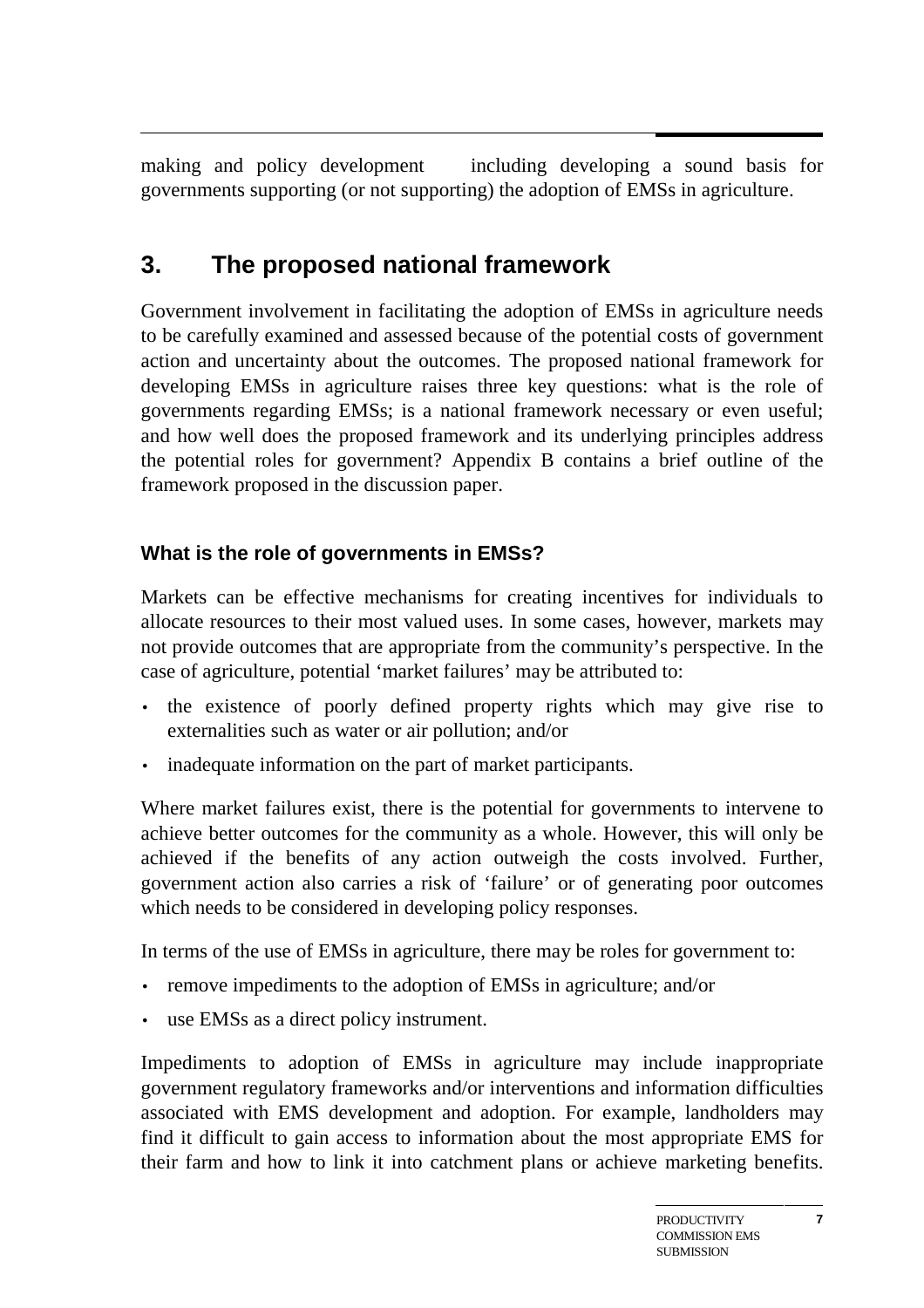making and policy development including developing a sound basis for governments supporting (or not supporting) the adoption of EMSs in agriculture.

## 3. The proposed national framework

Government involvement in facilitating the adoption of EMSs in agriculture needs to be carefully examined and assessed because of the potential costs of government action and uncertainty about the outcomes. The proposed national framework for developing EMSs in agriculture raises three key questions: what is the role of governments regarding EMSs; is a national framework necessary or even useful; and how well does the proposed framework and its underlying principles address the potential roles for government? Appendix B contains a brief outline of the framework proposed in the discussion paper.

### What is the role of governments in EMSs?

Markets can be effective mechanisms for creating incentives for individuals to allocate resources to their most valued uses. In some cases, however, markets may not provide outcomes that are appropriate from the community's perspective. In the case of agriculture, potential 'market failures' may be attributed to:

- the existence of poorly defined property rights which may give rise to externalities such as water or air pollution; and/or
- inadequate information on the part of market participants.

Where market failures exist, there is the potential for governments to intervene to achieve better outcomes for the community as a whole. However, this will only be achieved if the benefits of any action outweigh the costs involved. Further, government action also carries a risk of 'failure' or of generating poor outcomes which needs to be considered in developing policy responses.

In terms of the use of EMSs in agriculture, there may be roles for government to:

- remove impediments to the adoption of EMSs in agriculture; and/or
- use EMSs as a direct policy instrument.

Impediments to adoption of EMSs in agriculture may include inappropriate government regulatory frameworks and/or interventions and information difficulties associated with EMS development and adoption. For example, landholders may find it difficult to gain access to information about the most appropriate EMS for their farm and how to link it into catchment plans or achieve marketing benefits.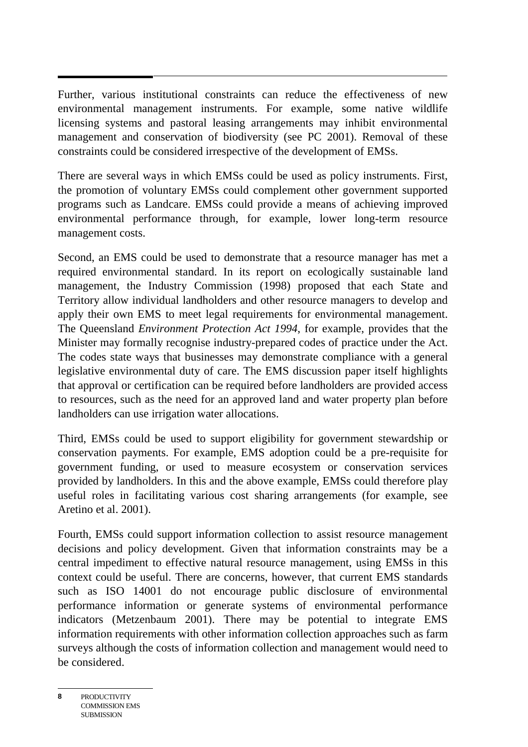Further, various institutional constraints can reduce the effectiveness of new environmental management instruments. For example, some native wildlife licensing systems and pastoral leasing arrangements may inhibit environmental management and conservation of biodiversity (see PC 2001). Removal of these constraints could be considered irrespective of the development of EMSs.

There are several ways in which EMSs could be used as policy instruments. First, the promotion of voluntary EMSs could complement other government supported programs such as Landcare. EMSs could provide a means of achieving improved environmental performance through, for example, lower long-term resource management costs.

Second, an EMS could be used to demonstrate that a resource manager has met a required environmental standard. In its report on ecologically sustainable land management, the Industry Commission (1998) proposed that each State and Territory allow individual landholders and other resource managers to develop and apply their own EMS to meet legal requirements for environmental management. The Queensland *Environment Protection Act 1994*, for example, provides that the Minister may formally recognise industry-prepared codes of practice under the Act. The codes state ways that businesses may demonstrate compliance with a general legislative environmental duty of care. The EMS discussion paper itself highlights that approval or certification can be required before landholders are provided access to resources, such as the need for an approved land and water property plan before landholders can use irrigation water allocations.

Third, EMSs could be used to support eligibility for government stewardship or conservation payments. For example, EMS adoption could be a pre-requisite for government funding, or used to measure ecosystem or conservation services provided by landholders. In this and the above example, EMSs could therefore play useful roles in facilitating various cost sharing arrangements (for example, see Aretino et al. 2001).

Fourth, EMSs could support information collection to assist resource management decisions and policy development. Given that information constraints may be a central impediment to effective natural resource management, using EMSs in this context could be useful. There are concerns, however, that current EMS standards such as ISO 14001 do not encourage public disclosure of environmental performance information or generate systems of environmental performance indicators (Metzenbaum 2001). There may be potential to integrate EMS information requirements with other information collection approaches such as farm surveys although the costs of information collection and management would need to be considered.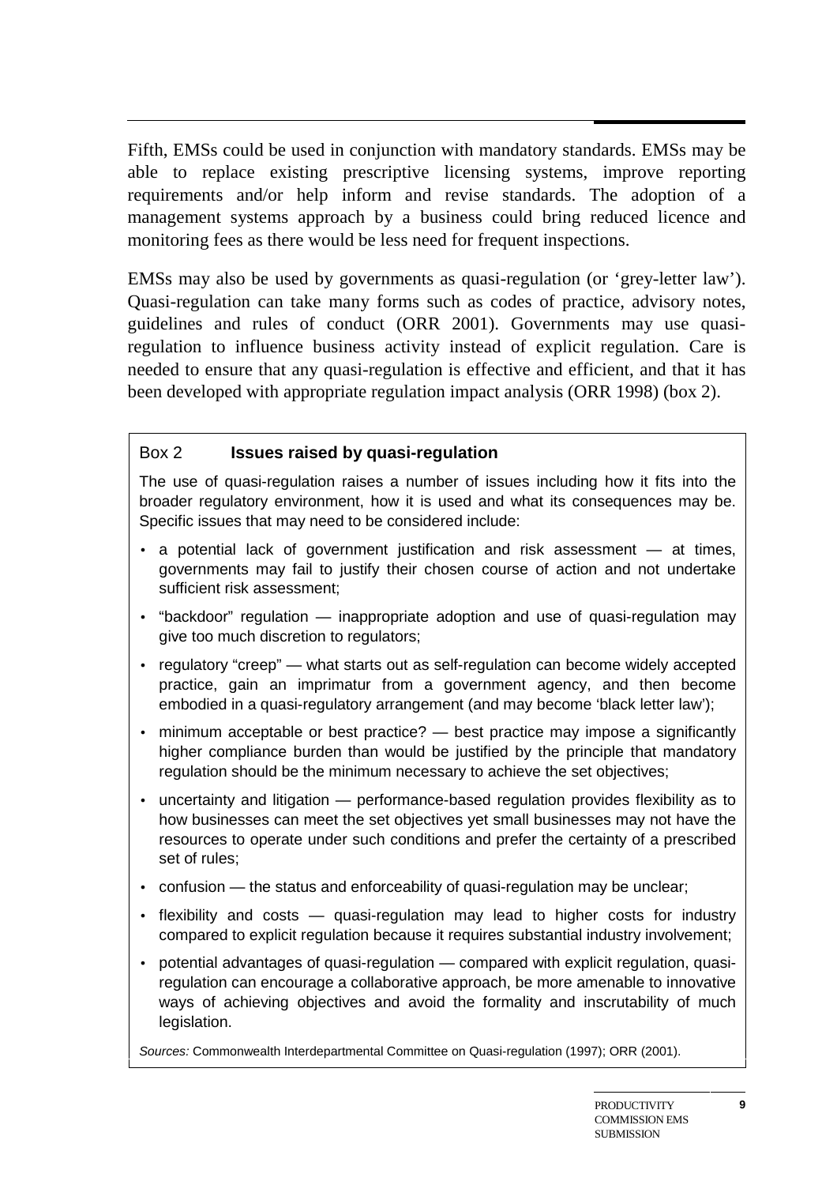Fifth, EMSs could be used in conjunction with mandatory standards. EMSs may be able to replace existing prescriptive licensing systems, improve reporting requirements and/or help inform and revise standards. The adoption of a management systems approach by a business could bring reduced licence and monitoring fees as there would be less need for frequent inspections.

EMSs may also be used by governments as quasi-regulation (or 'grey-letter law'). Quasi-regulation can take many forms such as codes of practice, advisory notes, guidelines and rules of conduct (ORR 2001). Governments may use quasi-regulation to influence business activity instead of explicit regulation. Care is needed to ensure that any quasi-regulation is effective and efficient, and that it has been developed with appropriate regulation impact analysis (ORR 1998) (box 2).

### Box 2 **Issues raised by quasi-regulation**

The use of quasi-regulation raises a number of issues including how it fits into the broader regulatory environment, how it is used and what its consequences may be. Specific issues that may need to be considered include:

- a potential lack of government justification and risk assessment — at times, governments may fail to justify their chosen course of action and not undertake sufficient risk assessment;
- "backdoor" regulation — inappropriate adoption and use of quasi-regulation may give too much discretion to regulators;
- regulatory "creep" — what starts out as self-regulation can become widely accepted practice, gain an imprimatur from a government agency, and then become embodied in a quasi-regulatory arrangement (and may become 'black letter law');
- minimum acceptable or best practice? — best practice may impose a significantly higher compliance burden than would be justified by the principle that mandatory regulation should be the minimum necessary to achieve the set objectives;
- uncertainty and litigation — performance-based regulation provides flexibility as to how businesses can meet the set objectives yet small businesses may not have the resources to operate under such conditions and prefer the certainty of a prescribed set of rules;
- confusion — the status and enforceability of quasi-regulation may be unclear;
- flexibility and costs — quasi-regulation may lead to higher costs for industry compared to explicit regulation because it requires substantial industry involvement;
- potential advantages of quasi-regulation — compared with explicit regulation, quasi-regulation can encourage a collaborative approach, be more amenable to innovative ways of achieving objectives and avoid the formality and inscrutability of much legislation.

*Sources:* Commonwealth Interdepartmental Committee on Quasi-regulation (1997); ORR (2001).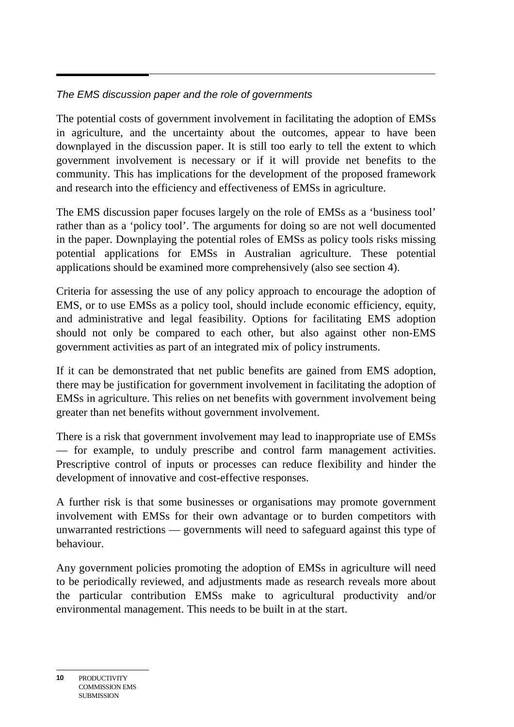*The EMS discussion paper and the role of governments*

The potential costs of government involvement in facilitating the adoption of EMSs in agriculture, and the uncertainty about the outcomes, appear to have been downplayed in the discussion paper. It is still too early to tell the extent to which government involvement is necessary or if it will provide net benefits to the community. This has implications for the development of the proposed framework and research into the efficiency and effectiveness of EMSs in agriculture.

The EMS discussion paper focuses largely on the role of EMSs as a 'business tool' rather than as a 'policy tool'. The arguments for doing so are not well documented in the paper. Downplaying the potential roles of EMSs as policy tools risks missing potential applications for EMSs in Australian agriculture. These potential applications should be examined more comprehensively (also see section 4).

Criteria for assessing the use of any policy approach to encourage the adoption of EMS, or to use EMSs as a policy tool, should include economic efficiency, equity, and administrative and legal feasibility. Options for facilitating EMS adoption should not only be compared to each other, but also against other non-EMS government activities as part of an integrated mix of policy instruments.

If it can be demonstrated that net public benefits are gained from EMS adoption, there may be justification for government involvement in facilitating the adoption of EMSs in agriculture. This relies on net benefits with government involvement being greater than net benefits without government involvement.

There is a risk that government involvement may lead to inappropriate use of EMSs — for example, to unduly prescribe and control farm management activities. Prescriptive control of inputs or processes can reduce flexibility and hinder the development of innovative and cost-effective responses.

A further risk is that some businesses or organisations may promote government involvement with EMSs for their own advantage or to burden competitors with unwarranted restrictions — governments will need to safeguard against this type of behaviour.

Any government policies promoting the adoption of EMSs in agriculture will need to be periodically reviewed, and adjustments made as research reveals more about the particular contribution EMSs make to agricultural productivity and/or environmental management. This needs to be built in at the start.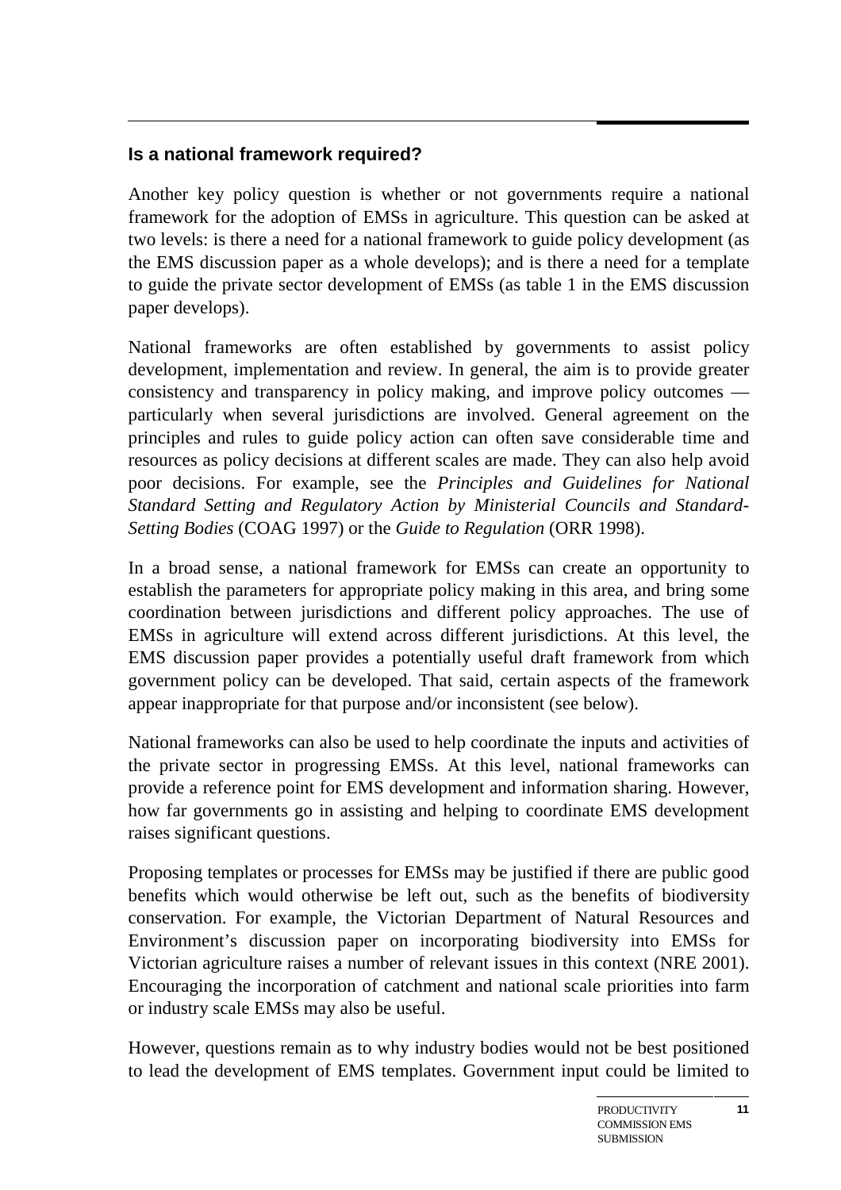## Is a national framework required?

Another key policy question is whether or not governments require a national framework for the adoption of EMSs in agriculture. This question can be asked at two levels: is there a need for a national framework to guide policy development (as the EMS discussion paper as a whole develops); and is there a need for a template to guide the private sector development of EMSs (as table 1 in the EMS discussion paper develops).

National frameworks are often established by governments to assist policy development, implementation and review. In general, the aim is to provide greater consistency and transparency in policy making, and improve policy outcomes — particularly when several jurisdictions are involved. General agreement on the principles and rules to guide policy action can often save considerable time and resources as policy decisions at different scales are made. They can also help avoid poor decisions. For example, see the *Principles and Guidelines for National Standard Setting and Regulatory Action by Ministerial Councils and Standard-Setting Bodies* (COAG 1997) or the *Guide to Regulation* (ORR 1998).

In a broad sense, a national framework for EMSs can create an opportunity to establish the parameters for appropriate policy making in this area, and bring some coordination between jurisdictions and different policy approaches. The use of EMSs in agriculture will extend across different jurisdictions. At this level, the EMS discussion paper provides a potentially useful draft framework from which government policy can be developed. That said, certain aspects of the framework appear inappropriate for that purpose and/or inconsistent (see below).

National frameworks can also be used to help coordinate the inputs and activities of the private sector in progressing EMSs. At this level, national frameworks can provide a reference point for EMS development and information sharing. However, how far governments go in assisting and helping to coordinate EMS development raises significant questions.

Proposing templates or processes for EMSs may be justified if there are public good benefits which would otherwise be left out, such as the benefits of biodiversity conservation. For example, the Victorian Department of Natural Resources and Environment's discussion paper on incorporating biodiversity into EMSs for Victorian agriculture raises a number of relevant issues in this context (NRE 2001). Encouraging the incorporation of catchment and national scale priorities into farm or industry scale EMSs may also be useful.

However, questions remain as to why industry bodies would not be best positioned to lead the development of EMS templates. Government input could be limited to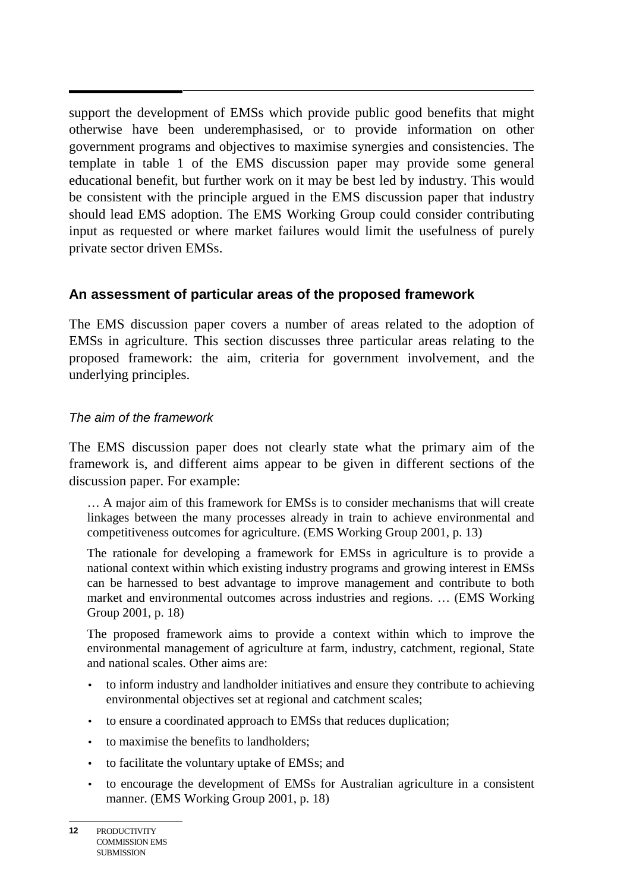support the development of EMSs which provide public good benefits that might otherwise have been underemphasised, or to provide information on other government programs and objectives to maximise synergies and consistencies. The template in table 1 of the EMS discussion paper may provide some general educational benefit, but further work on it may be best led by industry. This would be consistent with the principle argued in the EMS discussion paper that industry should lead EMS adoption. The EMS Working Group could consider contributing input as requested or where market failures would limit the usefulness of purely private sector driven EMSs.

## An assessment of particular areas of the proposed framework

The EMS discussion paper covers a number of areas related to the adoption of EMSs in agriculture. This section discusses three particular areas relating to the proposed framework: the aim, criteria for government involvement, and the underlying principles.

### *The aim of the framework*

The EMS discussion paper does not clearly state what the primary aim of the framework is, and different aims appear to be given in different sections of the discussion paper. For example:

> … A major aim of this framework for EMSs is to consider mechanisms that will create linkages between the many processes already in train to achieve environmental and competitiveness outcomes for agriculture. (EMS Working Group 2001, p. 13)

> The rationale for developing a framework for EMSs in agriculture is to provide a national context within which existing industry programs and growing interest in EMSs can be harnessed to best advantage to improve management and contribute to both market and environmental outcomes across industries and regions. … (EMS Working Group 2001, p. 18)

> The proposed framework aims to provide a context within which to improve the environmental management of agriculture at farm, industry, catchment, regional, State and national scales. Other aims are:
>
> - to inform industry and landholder initiatives and ensure they contribute to achieving environmental objectives set at regional and catchment scales;
> - to ensure a coordinated approach to EMSs that reduces duplication;
> - to maximise the benefits to landholders;
> - to facilitate the voluntary uptake of EMSs; and
> - to encourage the development of EMSs for Australian agriculture in a consistent manner. (EMS Working Group 2001, p. 18)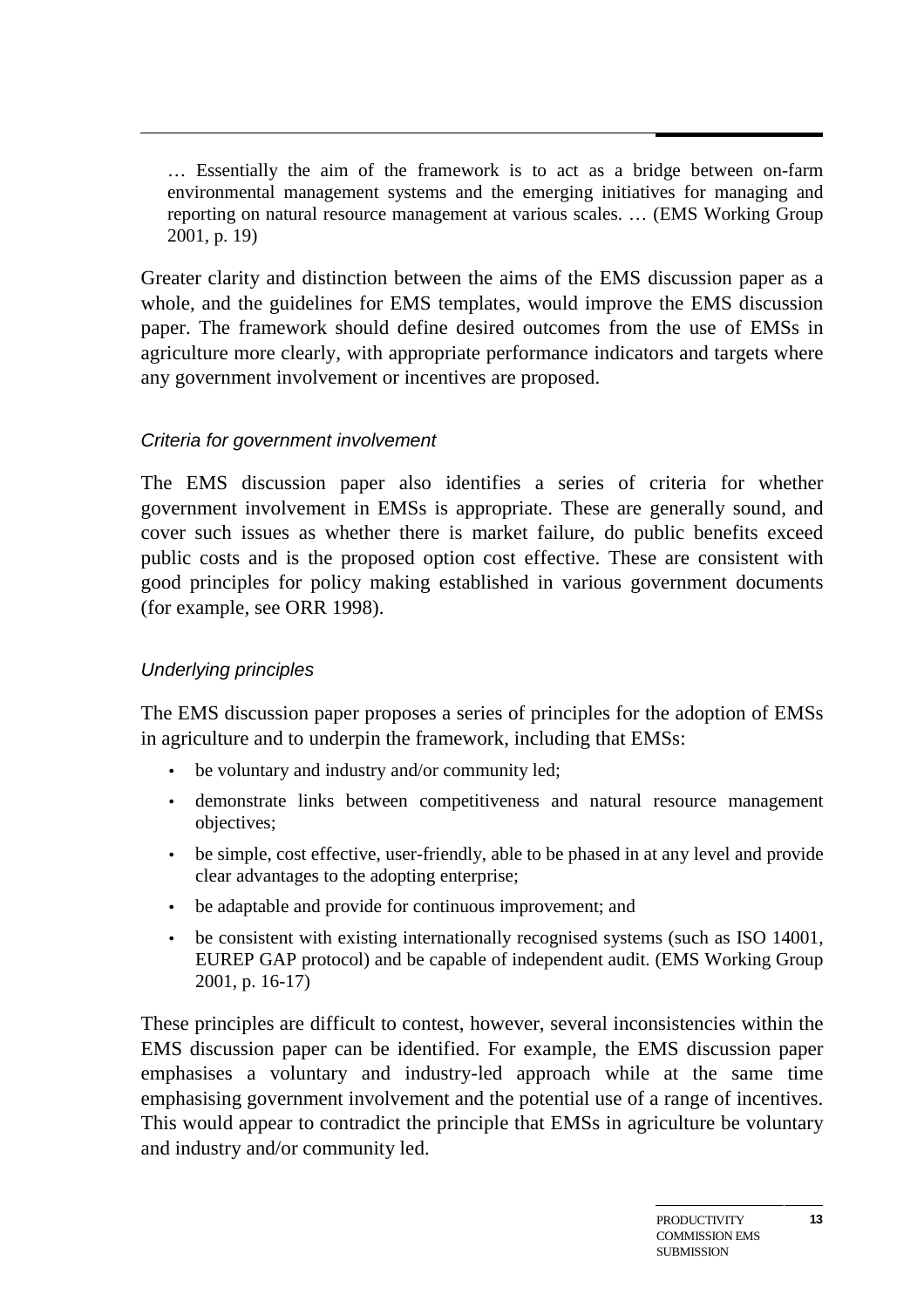> … Essentially the aim of the framework is to act as a bridge between on-farm environmental management systems and the emerging initiatives for managing and reporting on natural resource management at various scales. … (EMS Working Group 2001, p. 19)

Greater clarity and distinction between the aims of the EMS discussion paper as a whole, and the guidelines for EMS templates, would improve the EMS discussion paper. The framework should define desired outcomes from the use of EMSs in agriculture more clearly, with appropriate performance indicators and targets where any government involvement or incentives are proposed.

### *Criteria for government involvement*

The EMS discussion paper also identifies a series of criteria for whether government involvement in EMSs is appropriate. These are generally sound, and cover such issues as whether there is market failure, do public benefits exceed public costs and is the proposed option cost effective. These are consistent with good principles for policy making established in various government documents (for example, see ORR 1998).

### *Underlying principles*

The EMS discussion paper proposes a series of principles for the adoption of EMSs in agriculture and to underpin the framework, including that EMSs:

- be voluntary and industry and/or community led;
- demonstrate links between competitiveness and natural resource management objectives;
- be simple, cost effective, user-friendly, able to be phased in at any level and provide clear advantages to the adopting enterprise;
- be adaptable and provide for continuous improvement; and
- be consistent with existing internationally recognised systems (such as ISO 14001, EUREP GAP protocol) and be capable of independent audit. (EMS Working Group 2001, p. 16-17)

These principles are difficult to contest, however, several inconsistencies within the EMS discussion paper can be identified. For example, the EMS discussion paper emphasises a voluntary and industry-led approach while at the same time emphasising government involvement and the potential use of a range of incentives. This would appear to contradict the principle that EMSs in agriculture be voluntary and industry and/or community led.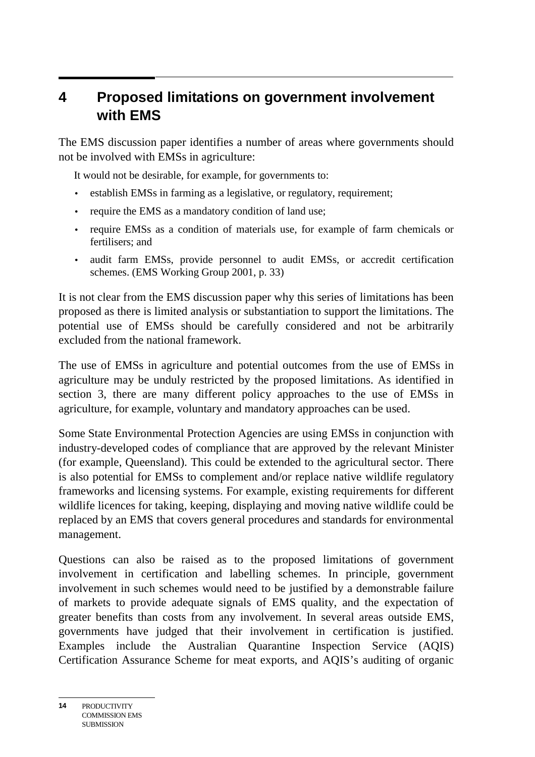# 4 Proposed limitations on government involvement with EMS

The EMS discussion paper identifies a number of areas where governments should not be involved with EMSs in agriculture:

> It would not be desirable, for example, for governments to:
>
> - establish EMSs in farming as a legislative, or regulatory, requirement;
> - require the EMS as a mandatory condition of land use;
> - require EMSs as a condition of materials use, for example of farm chemicals or fertilisers; and
> - audit farm EMSs, provide personnel to audit EMSs, or accredit certification schemes. (EMS Working Group 2001, p. 33)

It is not clear from the EMS discussion paper why this series of limitations has been proposed as there is limited analysis or substantiation to support the limitations. The potential use of EMSs should be carefully considered and not be arbitrarily excluded from the national framework.

The use of EMSs in agriculture and potential outcomes from the use of EMSs in agriculture may be unduly restricted by the proposed limitations. As identified in section 3, there are many different policy approaches to the use of EMSs in agriculture, for example, voluntary and mandatory approaches can be used.

Some State Environmental Protection Agencies are using EMSs in conjunction with industry-developed codes of compliance that are approved by the relevant Minister (for example, Queensland). This could be extended to the agricultural sector. There is also potential for EMSs to complement and/or replace native wildlife regulatory frameworks and licensing systems. For example, existing requirements for different wildlife licences for taking, keeping, displaying and moving native wildlife could be replaced by an EMS that covers general procedures and standards for environmental management.

Questions can also be raised as to the proposed limitations of government involvement in certification and labelling schemes. In principle, government involvement in such schemes would need to be justified by a demonstrable failure of markets to provide adequate signals of EMS quality, and the expectation of greater benefits than costs from any involvement. In several areas outside EMS, governments have judged that their involvement in certification is justified. Examples include the Australian Quarantine Inspection Service (AQIS) Certification Assurance Scheme for meat exports, and AQIS's auditing of organic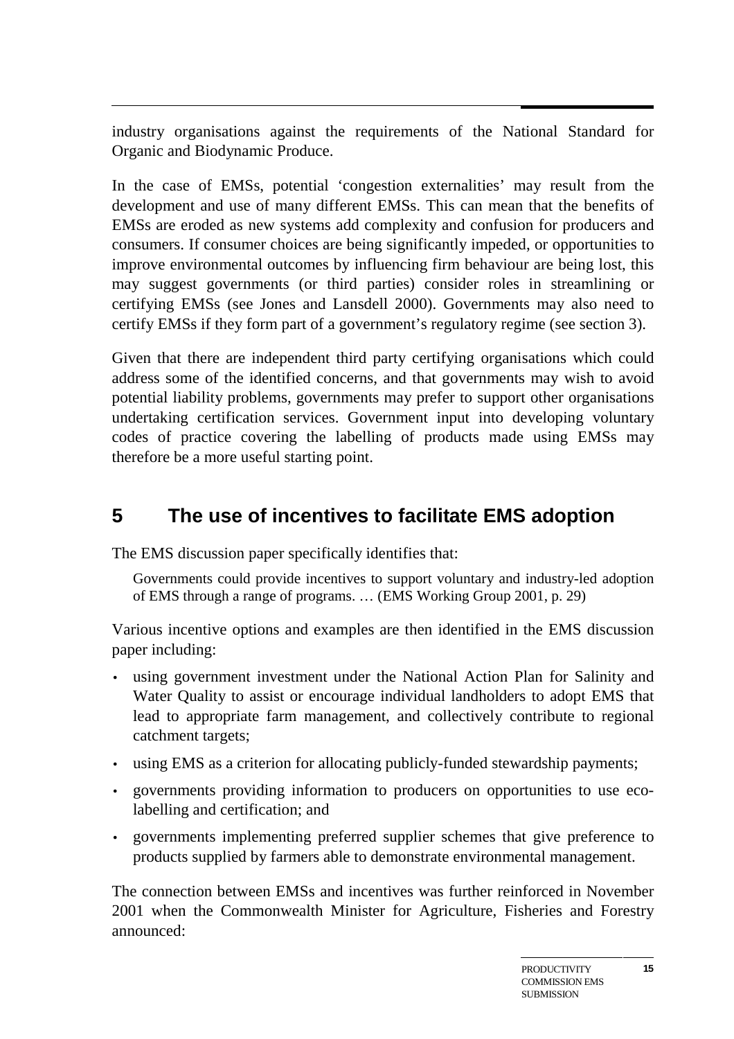industry organisations against the requirements of the National Standard for Organic and Biodynamic Produce.

In the case of EMSs, potential 'congestion externalities' may result from the development and use of many different EMSs. This can mean that the benefits of EMSs are eroded as new systems add complexity and confusion for producers and consumers. If consumer choices are being significantly impeded, or opportunities to improve environmental outcomes by influencing firm behaviour are being lost, this may suggest governments (or third parties) consider roles in streamlining or certifying EMSs (see Jones and Lansdell 2000). Governments may also need to certify EMSs if they form part of a government's regulatory regime (see section 3).

Given that there are independent third party certifying organisations which could address some of the identified concerns, and that governments may wish to avoid potential liability problems, governments may prefer to support other organisations undertaking certification services. Government input into developing voluntary codes of practice covering the labelling of products made using EMSs may therefore be a more useful starting point.

## 5 The use of incentives to facilitate EMS adoption

The EMS discussion paper specifically identifies that:

> Governments could provide incentives to support voluntary and industry-led adoption of EMS through a range of programs. … (EMS Working Group 2001, p. 29)

Various incentive options and examples are then identified in the EMS discussion paper including:

- using government investment under the National Action Plan for Salinity and Water Quality to assist or encourage individual landholders to adopt EMS that lead to appropriate farm management, and collectively contribute to regional catchment targets;
- using EMS as a criterion for allocating publicly-funded stewardship payments;
- governments providing information to producers on opportunities to use eco-labelling and certification; and
- governments implementing preferred supplier schemes that give preference to products supplied by farmers able to demonstrate environmental management.

The connection between EMSs and incentives was further reinforced in November 2001 when the Commonwealth Minister for Agriculture, Fisheries and Forestry announced: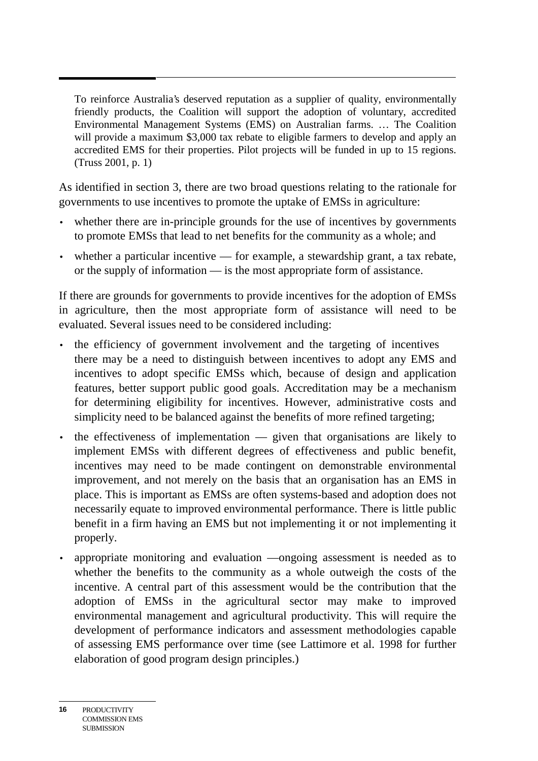> To reinforce Australia's deserved reputation as a supplier of quality, environmentally friendly products, the Coalition will support the adoption of voluntary, accredited Environmental Management Systems (EMS) on Australian farms. … The Coalition will provide a maximum $3,000 tax rebate to eligible farmers to develop and apply an accredited EMS for their properties. Pilot projects will be funded in up to 15 regions. (Truss 2001, p. 1)

As identified in section 3, there are two broad questions relating to the rationale for governments to use incentives to promote the uptake of EMSs in agriculture:

- whether there are in-principle grounds for the use of incentives by governments to promote EMSs that lead to net benefits for the community as a whole; and
- whether a particular incentive — for example, a stewardship grant, a tax rebate, or the supply of information — is the most appropriate form of assistance.

If there are grounds for governments to provide incentives for the adoption of EMSs in agriculture, then the most appropriate form of assistance will need to be evaluated. Several issues need to be considered including:

- the efficiency of government involvement and the targeting of incentives there may be a need to distinguish between incentives to adopt any EMS and incentives to adopt specific EMSs which, because of design and application features, better support public good goals. Accreditation may be a mechanism for determining eligibility for incentives. However, administrative costs and simplicity need to be balanced against the benefits of more refined targeting;
- the effectiveness of implementation — given that organisations are likely to implement EMSs with different degrees of effectiveness and public benefit, incentives may need to be made contingent on demonstrable environmental improvement, and not merely on the basis that an organisation has an EMS in place. This is important as EMSs are often systems-based and adoption does not necessarily equate to improved environmental performance. There is little public benefit in a firm having an EMS but not implementing it or not implementing it properly.
- appropriate monitoring and evaluation —ongoing assessment is needed as to whether the benefits to the community as a whole outweigh the costs of the incentive. A central part of this assessment would be the contribution that the adoption of EMSs in the agricultural sector may make to improved environmental management and agricultural productivity. This will require the development of performance indicators and assessment methodologies capable of assessing EMS performance over time (see Lattimore et al. 1998 for further elaboration of good program design principles.)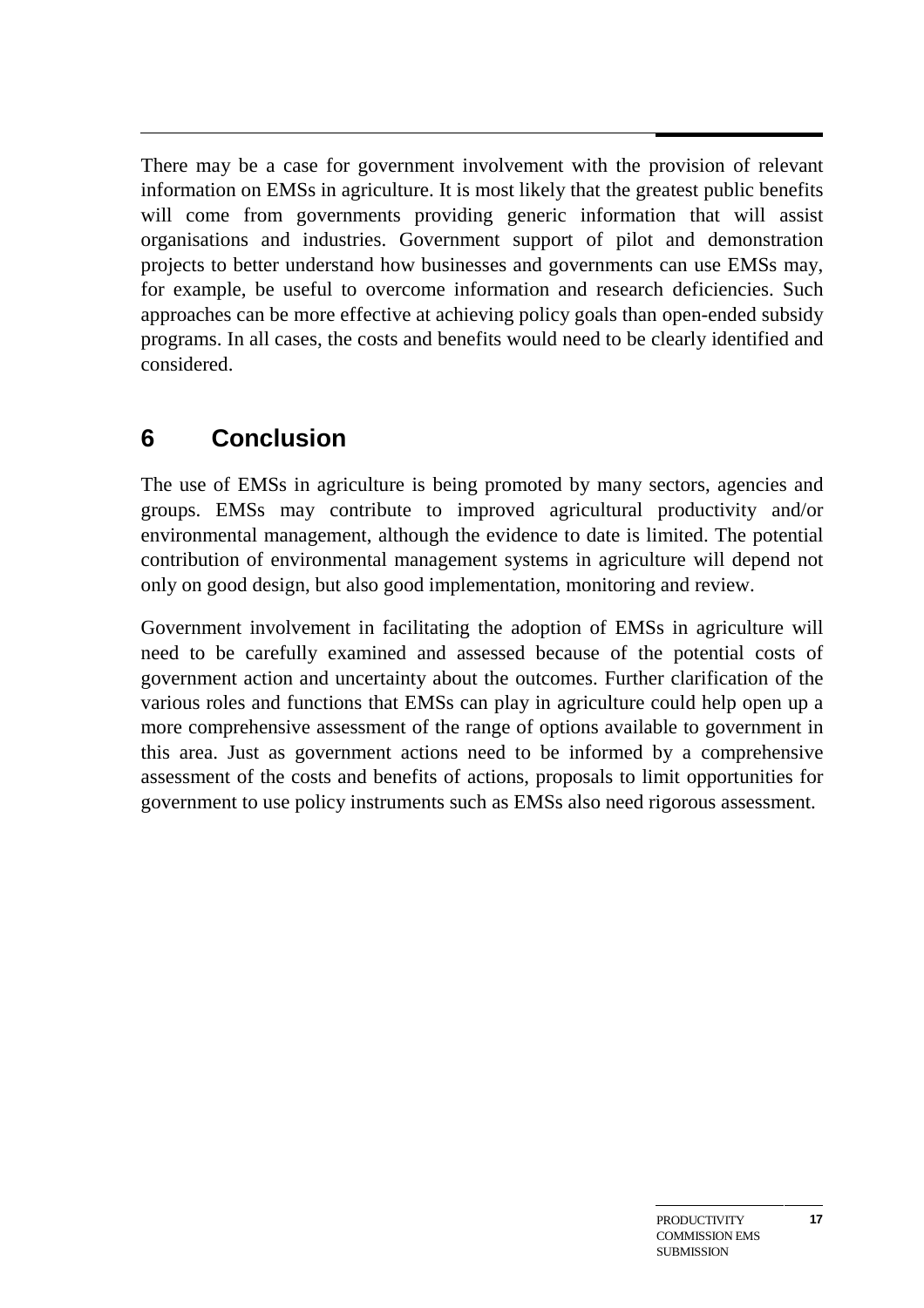There may be a case for government involvement with the provision of relevant information on EMSs in agriculture. It is most likely that the greatest public benefits will come from governments providing generic information that will assist organisations and industries. Government support of pilot and demonstration projects to better understand how businesses and governments can use EMSs may, for example, be useful to overcome information and research deficiencies. Such approaches can be more effective at achieving policy goals than open-ended subsidy programs. In all cases, the costs and benefits would need to be clearly identified and considered.

## 6 Conclusion

The use of EMSs in agriculture is being promoted by many sectors, agencies and groups. EMSs may contribute to improved agricultural productivity and/or environmental management, although the evidence to date is limited. The potential contribution of environmental management systems in agriculture will depend not only on good design, but also good implementation, monitoring and review.

Government involvement in facilitating the adoption of EMSs in agriculture will need to be carefully examined and assessed because of the potential costs of government action and uncertainty about the outcomes. Further clarification of the various roles and functions that EMSs can play in agriculture could help open up a more comprehensive assessment of the range of options available to government in this area. Just as government actions need to be informed by a comprehensive assessment of the costs and benefits of actions, proposals to limit opportunities for government to use policy instruments such as EMSs also need rigorous assessment.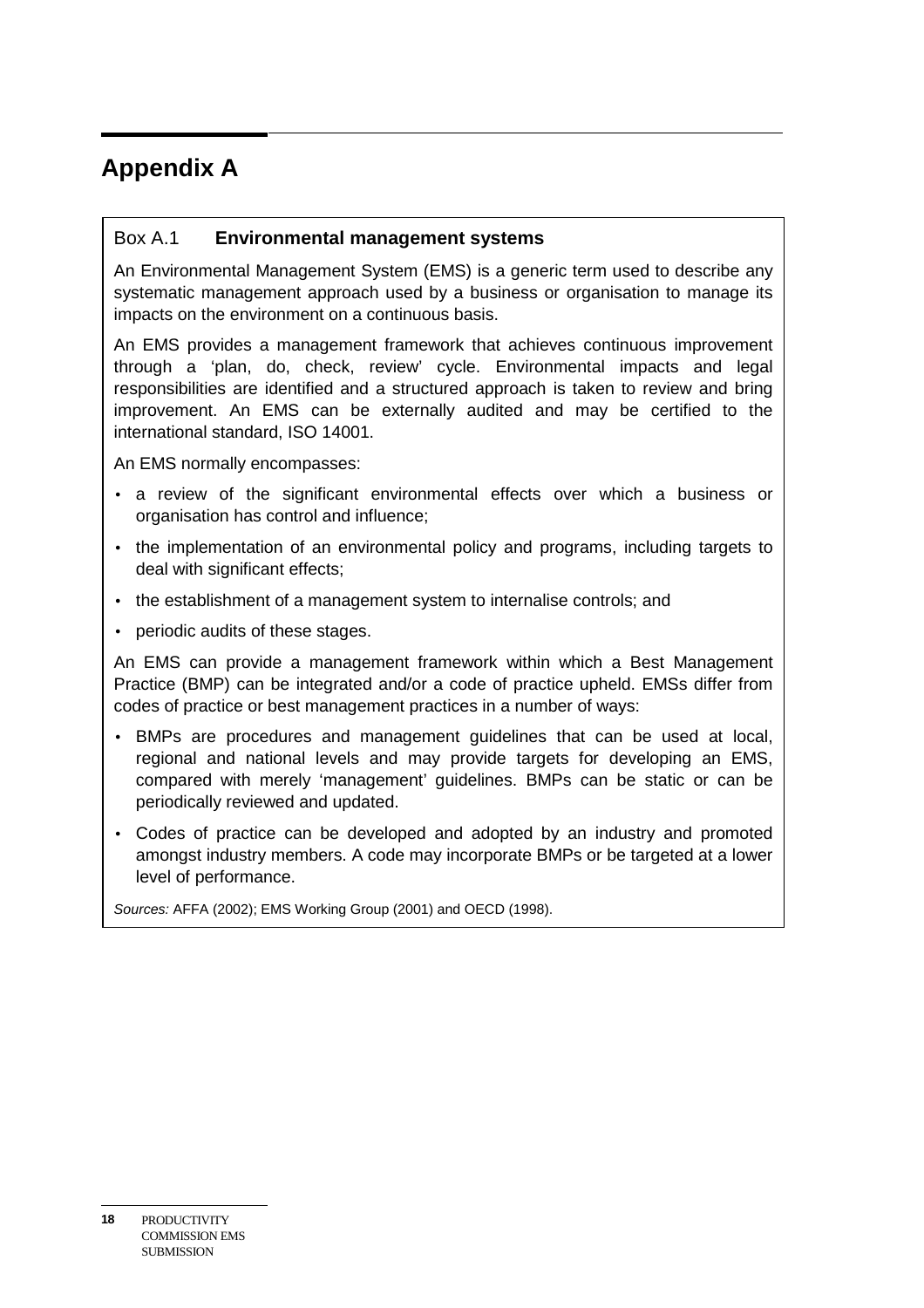# Appendix A

**Box A.1 Environmental management systems**

An Environmental Management System (EMS) is a generic term used to describe any systematic management approach used by a business or organisation to manage its impacts on the environment on a continuous basis.

An EMS provides a management framework that achieves continuous improvement through a 'plan, do, check, review' cycle. Environmental impacts and legal responsibilities are identified and a structured approach is taken to review and bring improvement. An EMS can be externally audited and may be certified to the international standard, ISO 14001.

An EMS normally encompasses:

- a review of the significant environmental effects over which a business or organisation has control and influence;
- the implementation of an environmental policy and programs, including targets to deal with significant effects;
- the establishment of a management system to internalise controls; and
- periodic audits of these stages.

An EMS can provide a management framework within which a Best Management Practice (BMP) can be integrated and/or a code of practice upheld. EMSs differ from codes of practice or best management practices in a number of ways:

- BMPs are procedures and management guidelines that can be used at local, regional and national levels and may provide targets for developing an EMS, compared with merely 'management' guidelines. BMPs can be static or can be periodically reviewed and updated.
- Codes of practice can be developed and adopted by an industry and promoted amongst industry members. A code may incorporate BMPs or be targeted at a lower level of performance.

*Sources:* AFFA (2002); EMS Working Group (2001) and OECD (1998).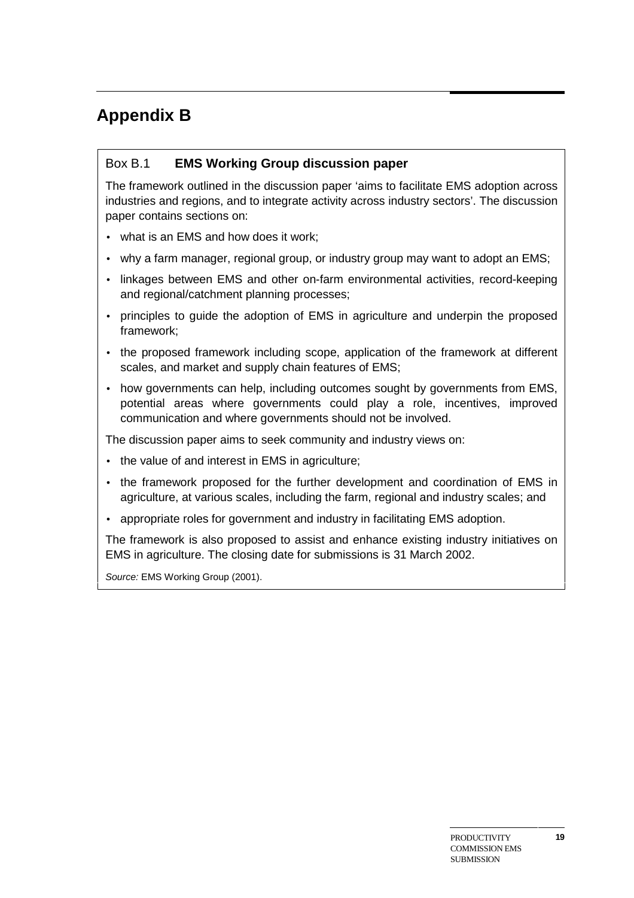# Appendix B

### Box B.1 **EMS Working Group discussion paper**

The framework outlined in the discussion paper 'aims to facilitate EMS adoption across industries and regions, and to integrate activity across industry sectors'. The discussion paper contains sections on:

- what is an EMS and how does it work;
- why a farm manager, regional group, or industry group may want to adopt an EMS;
- linkages between EMS and other on-farm environmental activities, record-keeping and regional/catchment planning processes;
- principles to guide the adoption of EMS in agriculture and underpin the proposed framework;
- the proposed framework including scope, application of the framework at different scales, and market and supply chain features of EMS;
- how governments can help, including outcomes sought by governments from EMS, potential areas where governments could play a role, incentives, improved communication and where governments should not be involved.

The discussion paper aims to seek community and industry views on:

- the value of and interest in EMS in agriculture;
- the framework proposed for the further development and coordination of EMS in agriculture, at various scales, including the farm, regional and industry scales; and
- appropriate roles for government and industry in facilitating EMS adoption.

The framework is also proposed to assist and enhance existing industry initiatives on EMS in agriculture. The closing date for submissions is 31 March 2002.

*Source:* EMS Working Group (2001).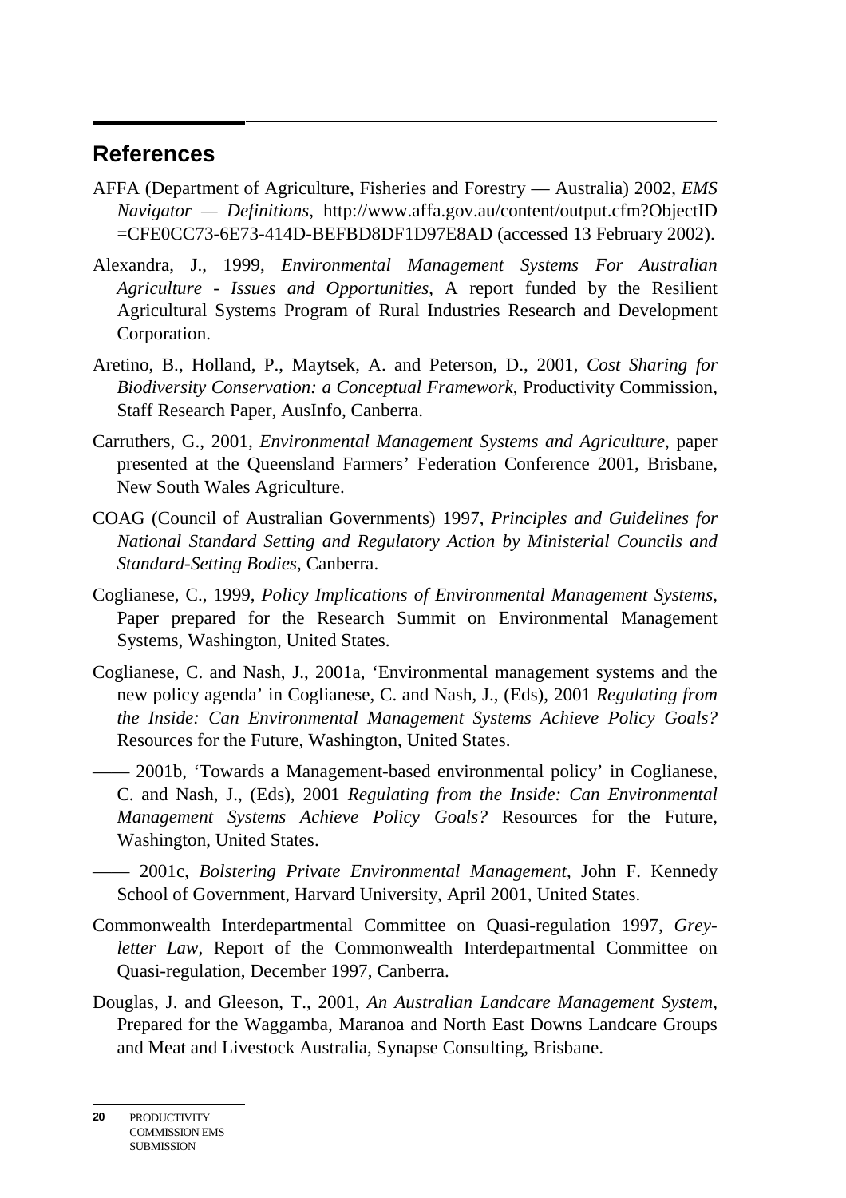## References

AFFA (Department of Agriculture, Fisheries and Forestry — Australia) 2002, *EMS Navigator — Definitions*, http://www.affa.gov.au/content/output.cfm?ObjectID=CFE0CC73-6E73-414D-BEFBD8DF1D97E8AD (accessed 13 February 2002).

Alexandra, J., 1999, *Environmental Management Systems For Australian Agriculture - Issues and Opportunities*, A report funded by the Resilient Agricultural Systems Program of Rural Industries Research and Development Corporation.

Aretino, B., Holland, P., Maytsek, A. and Peterson, D., 2001, *Cost Sharing for Biodiversity Conservation: a Conceptual Framework*, Productivity Commission, Staff Research Paper, AusInfo, Canberra.

Carruthers, G., 2001, *Environmental Management Systems and Agriculture*, paper presented at the Queensland Farmers' Federation Conference 2001, Brisbane, New South Wales Agriculture.

COAG (Council of Australian Governments) 1997, *Principles and Guidelines for National Standard Setting and Regulatory Action by Ministerial Councils and Standard-Setting Bodies*, Canberra.

Coglianese, C., 1999, *Policy Implications of Environmental Management Systems*, Paper prepared for the Research Summit on Environmental Management Systems, Washington, United States.

Coglianese, C. and Nash, J., 2001a, 'Environmental management systems and the new policy agenda' in Coglianese, C. and Nash, J., (Eds), 2001 *Regulating from the Inside: Can Environmental Management Systems Achieve Policy Goals?* Resources for the Future, Washington, United States.

—— 2001b, 'Towards a Management-based environmental policy' in Coglianese, C. and Nash, J., (Eds), 2001 *Regulating from the Inside: Can Environmental Management Systems Achieve Policy Goals?* Resources for the Future, Washington, United States.

—— 2001c, *Bolstering Private Environmental Management*, John F. Kennedy School of Government, Harvard University, April 2001, United States.

Commonwealth Interdepartmental Committee on Quasi-regulation 1997, *Grey-letter Law*, Report of the Commonwealth Interdepartmental Committee on Quasi-regulation, December 1997, Canberra.

Douglas, J. and Gleeson, T., 2001, *An Australian Landcare Management System*, Prepared for the Waggamba, Maranoa and North East Downs Landcare Groups and Meat and Livestock Australia, Synapse Consulting, Brisbane.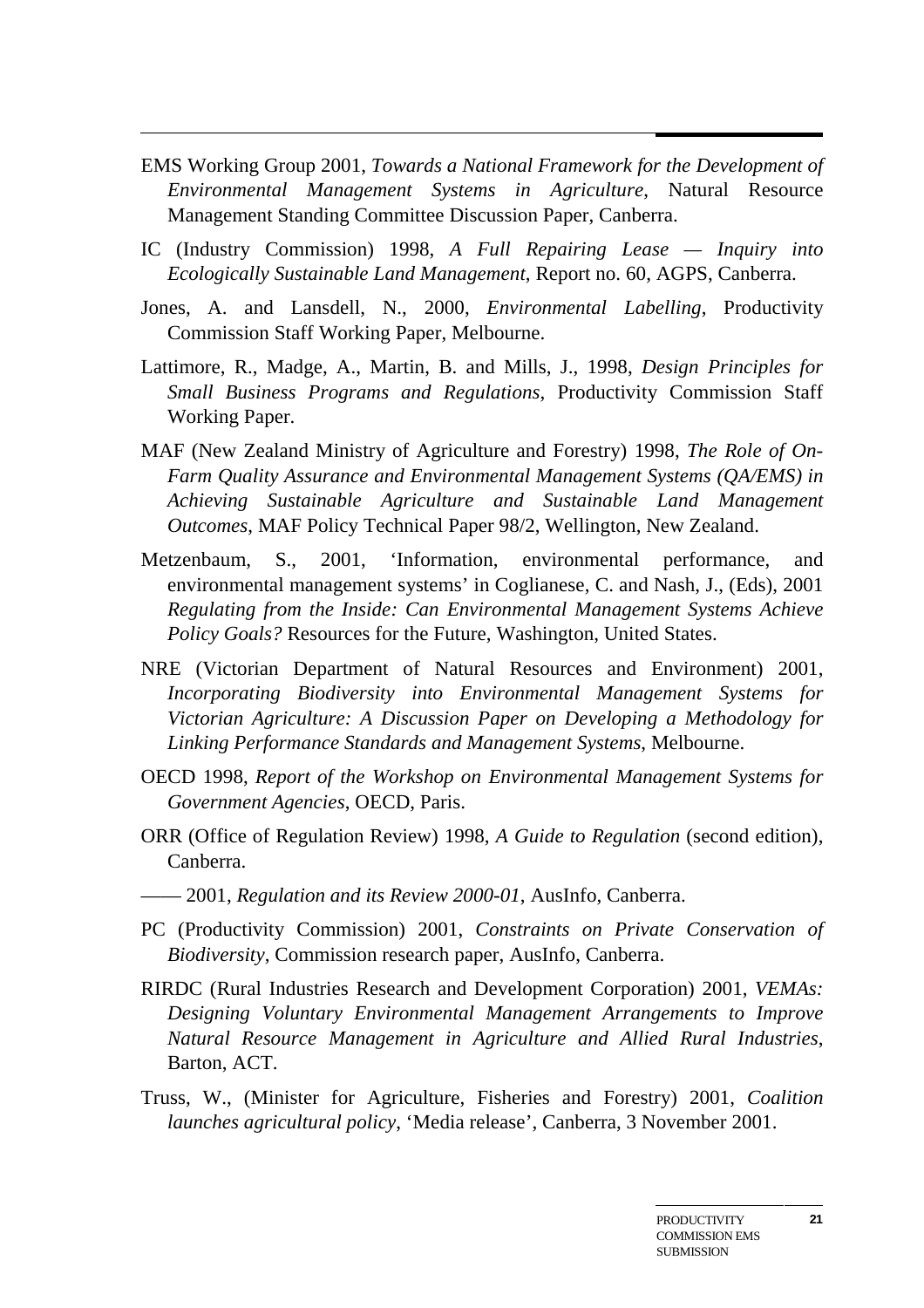EMS Working Group 2001, *Towards a National Framework for the Development of Environmental Management Systems in Agriculture*, Natural Resource Management Standing Committee Discussion Paper, Canberra.

IC (Industry Commission) 1998, *A Full Repairing Lease — Inquiry into Ecologically Sustainable Land Management*, Report no. 60, AGPS, Canberra.

Jones, A. and Lansdell, N., 2000, *Environmental Labelling*, Productivity Commission Staff Working Paper, Melbourne.

Lattimore, R., Madge, A., Martin, B. and Mills, J., 1998, *Design Principles for Small Business Programs and Regulations*, Productivity Commission Staff Working Paper.

MAF (New Zealand Ministry of Agriculture and Forestry) 1998, *The Role of On-Farm Quality Assurance and Environmental Management Systems (QA/EMS) in Achieving Sustainable Agriculture and Sustainable Land Management Outcomes*, MAF Policy Technical Paper 98/2, Wellington, New Zealand.

Metzenbaum, S., 2001, 'Information, environmental performance, and environmental management systems' in Coglianese, C. and Nash, J., (Eds), 2001 *Regulating from the Inside: Can Environmental Management Systems Achieve Policy Goals?* Resources for the Future, Washington, United States.

NRE (Victorian Department of Natural Resources and Environment) 2001, *Incorporating Biodiversity into Environmental Management Systems for Victorian Agriculture: A Discussion Paper on Developing a Methodology for Linking Performance Standards and Management Systems*, Melbourne.

OECD 1998, *Report of the Workshop on Environmental Management Systems for Government Agencies*, OECD, Paris.

ORR (Office of Regulation Review) 1998, *A Guide to Regulation* (second edition), Canberra.

—— 2001, *Regulation and its Review 2000-01*, AusInfo, Canberra.

PC (Productivity Commission) 2001, *Constraints on Private Conservation of Biodiversity*, Commission research paper, AusInfo, Canberra.

RIRDC (Rural Industries Research and Development Corporation) 2001, *VEMAs: Designing Voluntary Environmental Management Arrangements to Improve Natural Resource Management in Agriculture and Allied Rural Industries*, Barton, ACT.

Truss, W., (Minister for Agriculture, Fisheries and Forestry) 2001, *Coalition launches agricultural policy*, 'Media release', Canberra, 3 November 2001.